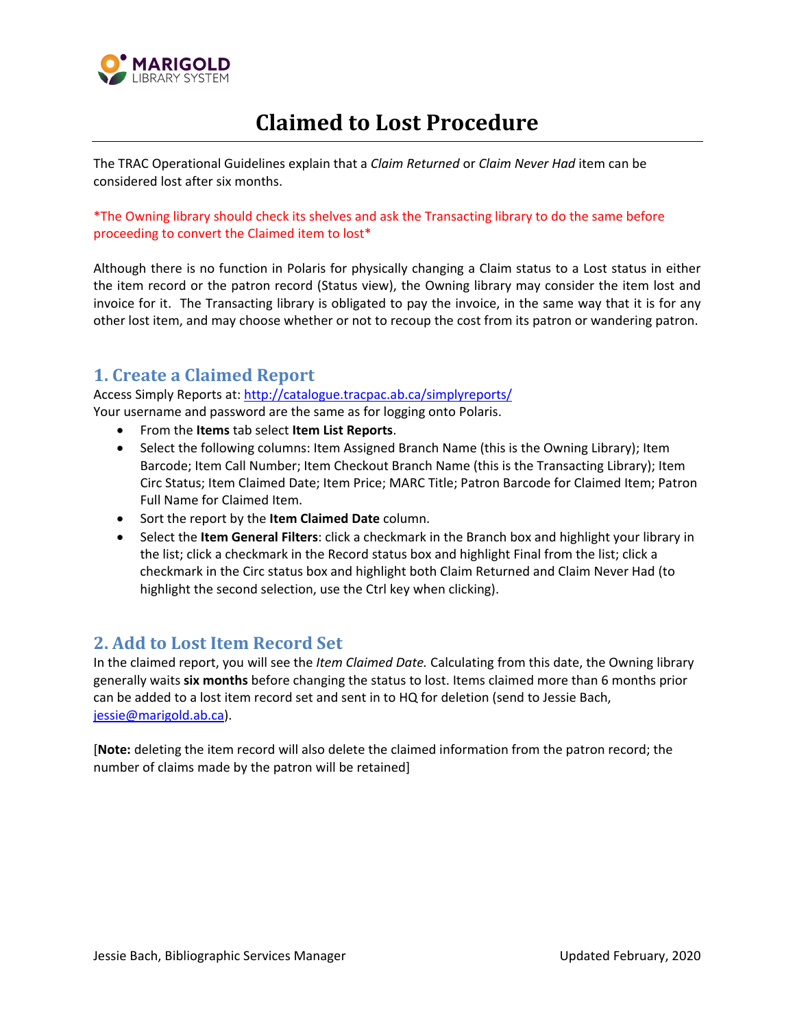MARIGOLD LIBRARY SYSTEM

# Claimed to Lost Procedure

The TRAC Operational Guidelines explain that a *Claim Returned* or *Claim Never Had* item can be considered lost after six months.

*The Owning library should check its shelves and ask the Transacting library to do the same before proceeding to convert the Claimed item to lost*

Although there is no function in Polaris for physically changing a Claim status to a Lost status in either the item record or the patron record (Status view), the Owning library may consider the item lost and invoice for it. The Transacting library is obligated to pay the invoice, in the same way that it is for any other lost item, and may choose whether or not to recoup the cost from its patron or wandering patron.

## 1. Create a Claimed Report

Access Simply Reports at: http://catalogue.tracpac.ab.ca/simplyreports/
Your username and password are the same as for logging onto Polaris.

- From the **Items** tab select **Item List Reports**.
- Select the following columns: Item Assigned Branch Name (this is the Owning Library); Item Barcode; Item Call Number; Item Checkout Branch Name (this is the Transacting Library); Item Circ Status; Item Claimed Date; Item Price; MARC Title; Patron Barcode for Claimed Item; Patron Full Name for Claimed Item.
- Sort the report by the **Item Claimed Date** column.
- Select the **Item General Filters**: click a checkmark in the Branch box and highlight your library in the list; click a checkmark in the Record status box and highlight Final from the list; click a checkmark in the Circ status box and highlight both Claim Returned and Claim Never Had (to highlight the second selection, use the Ctrl key when clicking).

## 2. Add to Lost Item Record Set

In the claimed report, you will see the *Item Claimed Date.* Calculating from this date, the Owning library generally waits **six months** before changing the status to lost. Items claimed more than 6 months prior can be added to a lost item record set and sent in to HQ for deletion (send to Jessie Bach, jessie@marigold.ab.ca).

[**Note:** deleting the item record will also delete the claimed information from the patron record; the number of claims made by the patron will be retained]

Jessie Bach, Bibliographic Services Manager — Updated February, 2020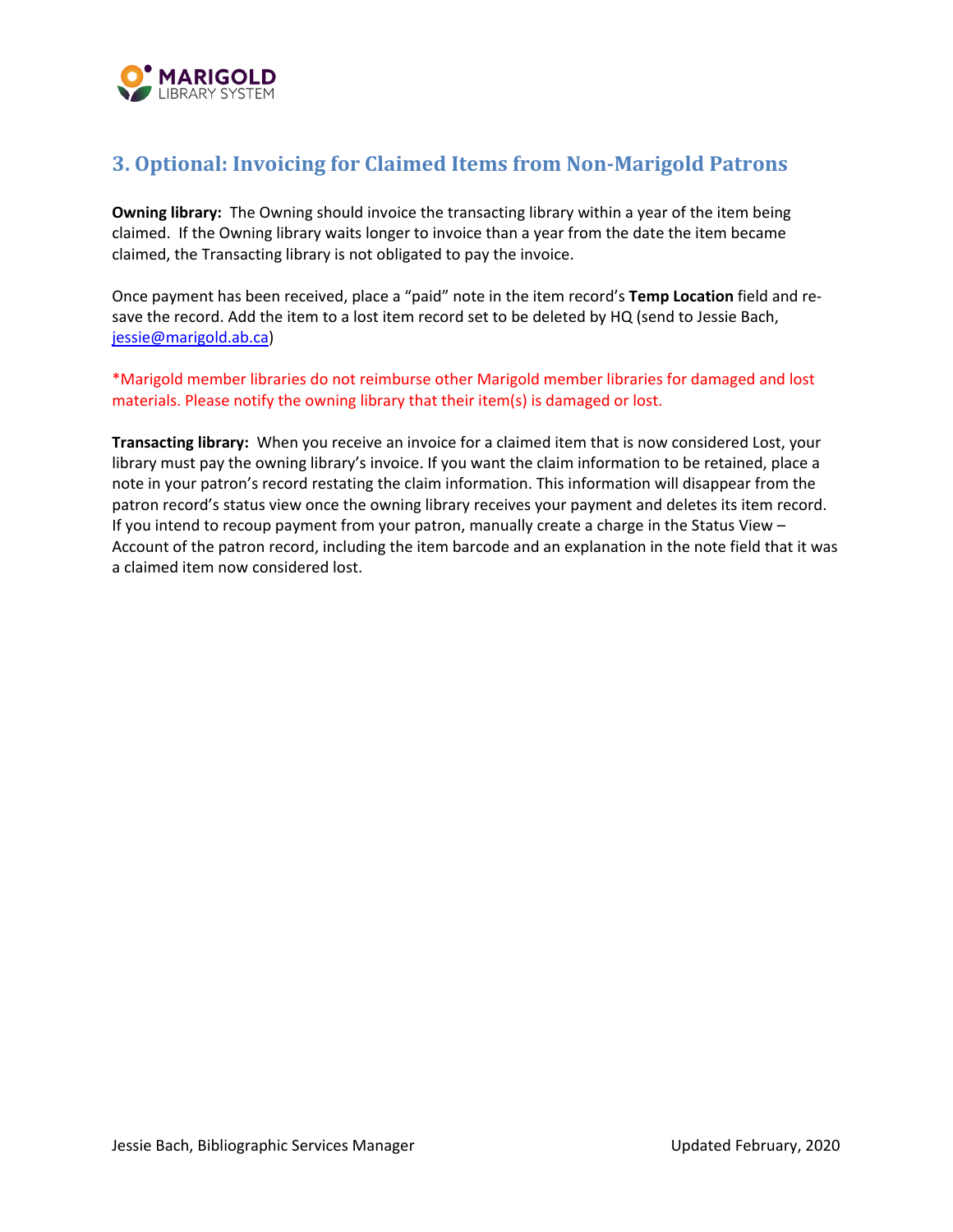## 3. Optional: Invoicing for Claimed Items from Non-Marigold Patrons

**Owning library:** The Owning should invoice the transacting library within a year of the item being claimed. If the Owning library waits longer to invoice than a year from the date the item became claimed, the Transacting library is not obligated to pay the invoice.

Once payment has been received, place a "paid" note in the item record's **Temp Location** field and re-save the record. Add the item to a lost item record set to be deleted by HQ (send to Jessie Bach, jessie@marigold.ab.ca)

*Marigold member libraries do not reimburse other Marigold member libraries for damaged and lost materials. Please notify the owning library that their item(s) is damaged or lost.

**Transacting library:** When you receive an invoice for a claimed item that is now considered Lost, your library must pay the owning library's invoice. If you want the claim information to be retained, place a note in your patron's record restating the claim information. This information will disappear from the patron record's status view once the owning library receives your payment and deletes its item record. If you intend to recoup payment from your patron, manually create a charge in the Status View – Account of the patron record, including the item barcode and an explanation in the note field that it was a claimed item now considered lost.

Jessie Bach, Bibliographic Services Manager

Updated February, 2020